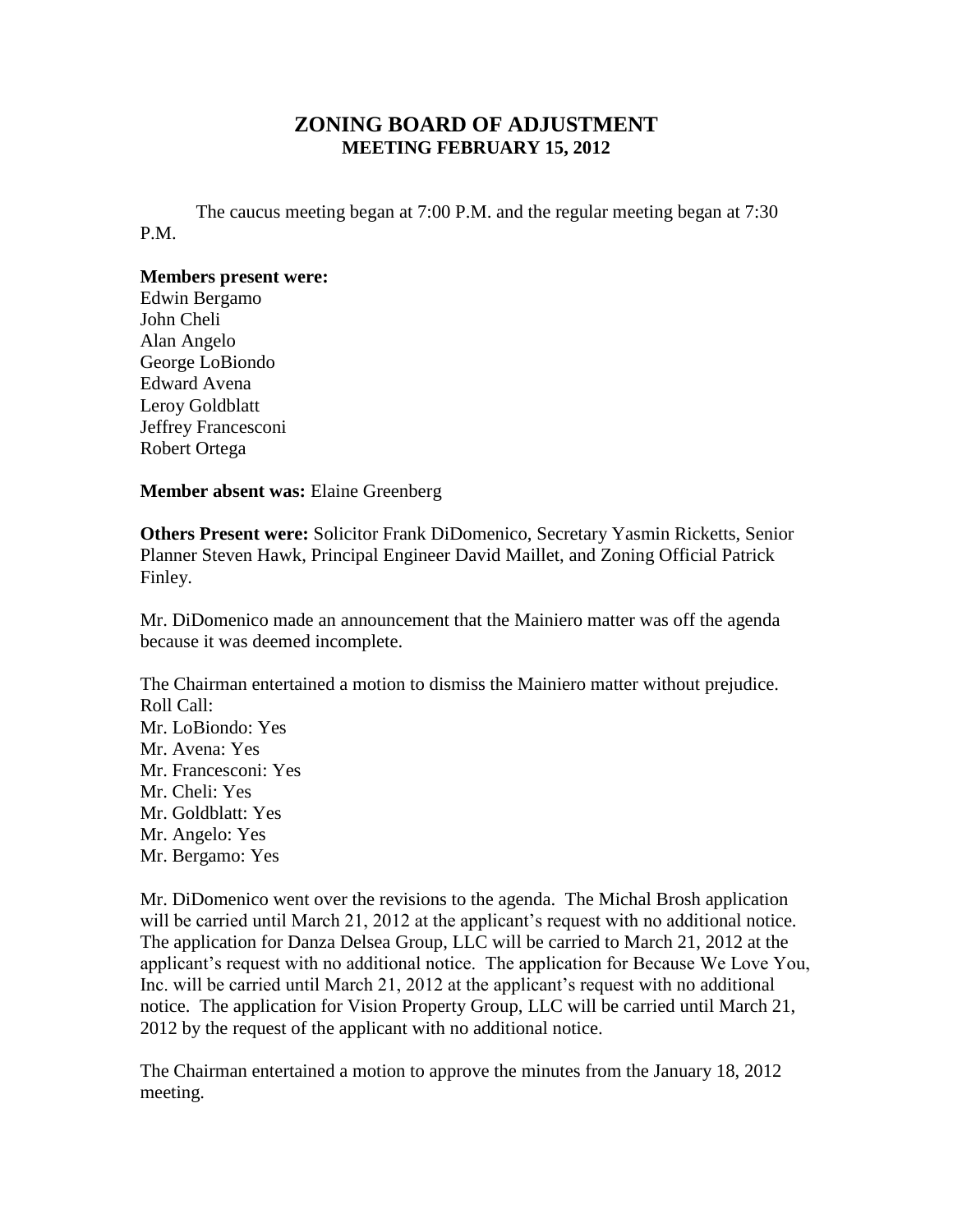# ZONING BOARD OF ADJUSTMENT
## MEETING FEBRUARY 15, 2012

The caucus meeting began at 7:00 P.M. and the regular meeting began at 7:30 P.M.

**Members present were:**
Edwin Bergamo
John Cheli
Alan Angelo
George LoBiondo
Edward Avena
Leroy Goldblatt
Jeffrey Francesconi
Robert Ortega

**Member absent was:** Elaine Greenberg

**Others Present were:** Solicitor Frank DiDomenico, Secretary Yasmin Ricketts, Senior Planner Steven Hawk, Principal Engineer David Maillet, and Zoning Official Patrick Finley.

Mr. DiDomenico made an announcement that the Mainiero matter was off the agenda because it was deemed incomplete.

The Chairman entertained a motion to dismiss the Mainiero matter without prejudice.
Roll Call:
Mr. LoBiondo: Yes
Mr. Avena: Yes
Mr. Francesconi: Yes
Mr. Cheli: Yes
Mr. Goldblatt: Yes
Mr. Angelo: Yes
Mr. Bergamo: Yes

Mr. DiDomenico went over the revisions to the agenda. The Michal Brosh application will be carried until March 21, 2012 at the applicant's request with no additional notice. The application for Danza Delsea Group, LLC will be carried to March 21, 2012 at the applicant's request with no additional notice. The application for Because We Love You, Inc. will be carried until March 21, 2012 at the applicant's request with no additional notice. The application for Vision Property Group, LLC will be carried until March 21, 2012 by the request of the applicant with no additional notice.

The Chairman entertained a motion to approve the minutes from the January 18, 2012 meeting.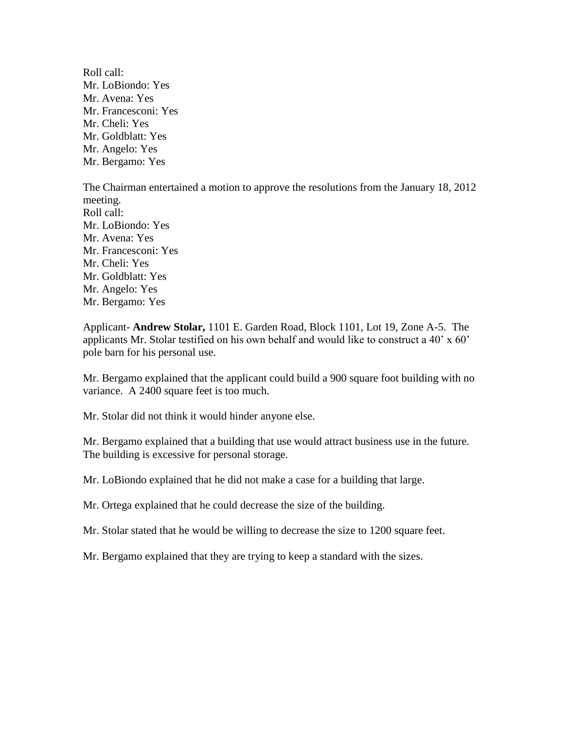Roll call:  
Mr. LoBiondo: Yes  
Mr. Avena: Yes  
Mr. Francesconi: Yes  
Mr. Cheli: Yes  
Mr. Goldblatt: Yes  
Mr. Angelo: Yes  
Mr. Bergamo: Yes

The Chairman entertained a motion to approve the resolutions from the January 18, 2012 meeting.  
Roll call:  
Mr. LoBiondo: Yes  
Mr. Avena: Yes  
Mr. Francesconi: Yes  
Mr. Cheli: Yes  
Mr. Goldblatt: Yes  
Mr. Angelo: Yes  
Mr. Bergamo: Yes

Applicant- **Andrew Stolar,** 1101 E. Garden Road, Block 1101, Lot 19, Zone A-5. The applicants Mr. Stolar testified on his own behalf and would like to construct a 40' x 60' pole barn for his personal use.

Mr. Bergamo explained that the applicant could build a 900 square foot building with no variance. A 2400 square feet is too much.

Mr. Stolar did not think it would hinder anyone else.

Mr. Bergamo explained that a building that use would attract business use in the future. The building is excessive for personal storage.

Mr. LoBiondo explained that he did not make a case for a building that large.

Mr. Ortega explained that he could decrease the size of the building.

Mr. Stolar stated that he would be willing to decrease the size to 1200 square feet.

Mr. Bergamo explained that they are trying to keep a standard with the sizes.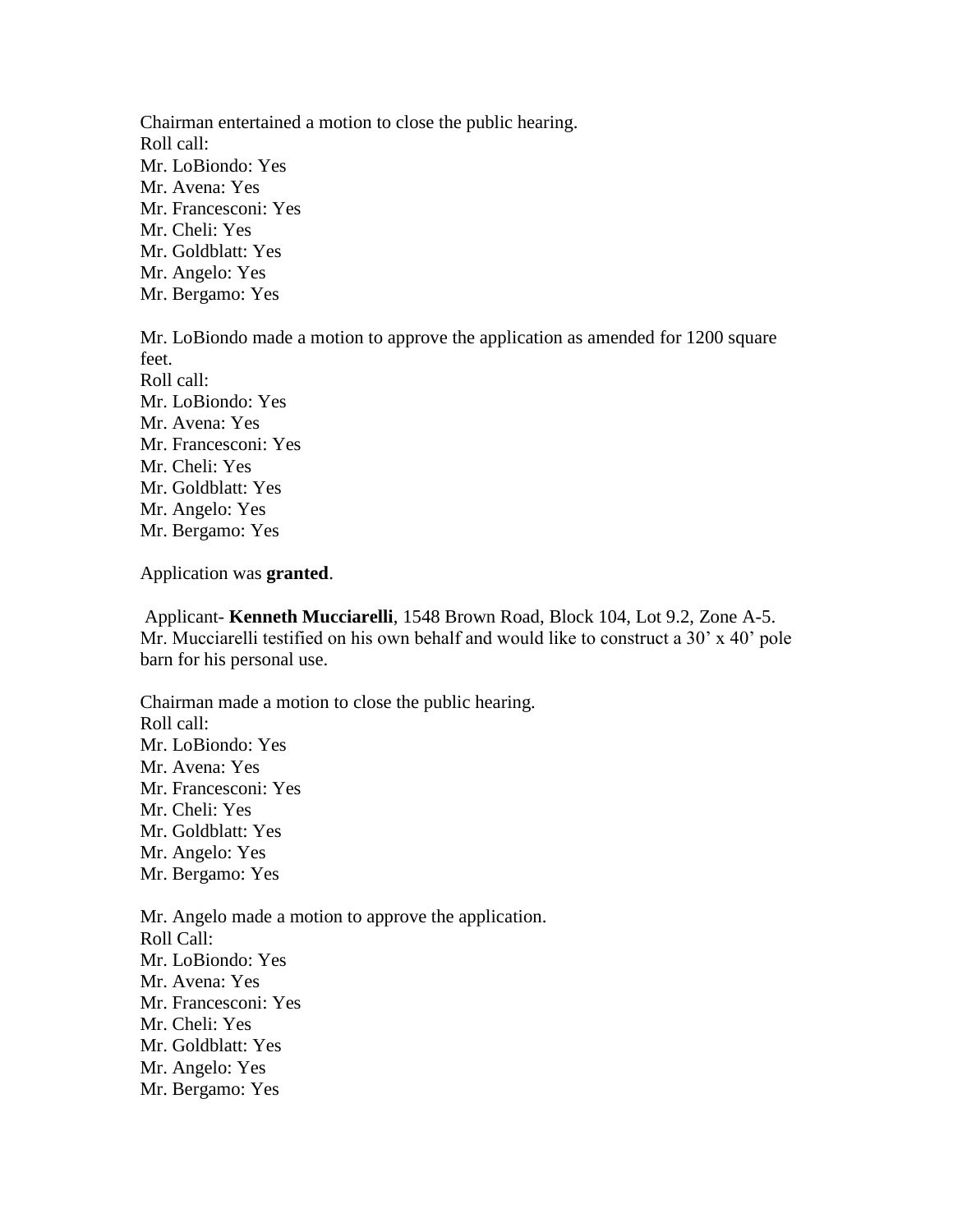Chairman entertained a motion to close the public hearing.
Roll call:
Mr. LoBiondo: Yes
Mr. Avena: Yes
Mr. Francesconi: Yes
Mr. Cheli: Yes
Mr. Goldblatt: Yes
Mr. Angelo: Yes
Mr. Bergamo: Yes

Mr. LoBiondo made a motion to approve the application as amended for 1200 square feet.
Roll call:
Mr. LoBiondo: Yes
Mr. Avena: Yes
Mr. Francesconi: Yes
Mr. Cheli: Yes
Mr. Goldblatt: Yes
Mr. Angelo: Yes
Mr. Bergamo: Yes

Application was **granted**.

Applicant- **Kenneth Mucciarelli**, 1548 Brown Road, Block 104, Lot 9.2, Zone A-5. Mr. Mucciarelli testified on his own behalf and would like to construct a 30' x 40' pole barn for his personal use.

Chairman made a motion to close the public hearing.
Roll call:
Mr. LoBiondo: Yes
Mr. Avena: Yes
Mr. Francesconi: Yes
Mr. Cheli: Yes
Mr. Goldblatt: Yes
Mr. Angelo: Yes
Mr. Bergamo: Yes

Mr. Angelo made a motion to approve the application.
Roll Call:
Mr. LoBiondo: Yes
Mr. Avena: Yes
Mr. Francesconi: Yes
Mr. Cheli: Yes
Mr. Goldblatt: Yes
Mr. Angelo: Yes
Mr. Bergamo: Yes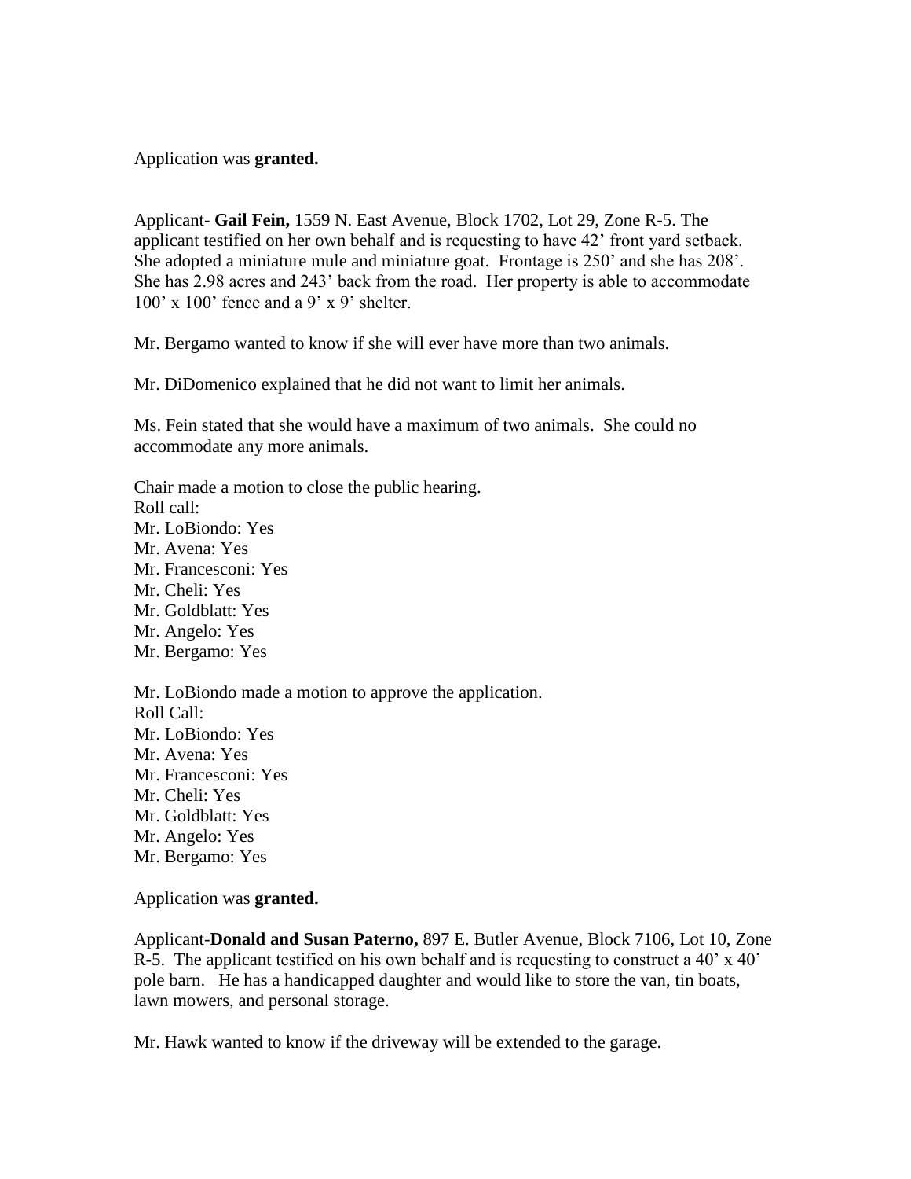Application was **granted.**

Applicant- **Gail Fein,** 1559 N. East Avenue, Block 1702, Lot 29, Zone R-5. The applicant testified on her own behalf and is requesting to have 42' front yard setback. She adopted a miniature mule and miniature goat. Frontage is 250' and she has 208'. She has 2.98 acres and 243' back from the road. Her property is able to accommodate 100' x 100' fence and a 9' x 9' shelter.

Mr. Bergamo wanted to know if she will ever have more than two animals.

Mr. DiDomenico explained that he did not want to limit her animals.

Ms. Fein stated that she would have a maximum of two animals. She could no accommodate any more animals.

Chair made a motion to close the public hearing.
Roll call:
Mr. LoBiondo: Yes
Mr. Avena: Yes
Mr. Francesconi: Yes
Mr. Cheli: Yes
Mr. Goldblatt: Yes
Mr. Angelo: Yes
Mr. Bergamo: Yes

Mr. LoBiondo made a motion to approve the application.
Roll Call:
Mr. LoBiondo: Yes
Mr. Avena: Yes
Mr. Francesconi: Yes
Mr. Cheli: Yes
Mr. Goldblatt: Yes
Mr. Angelo: Yes
Mr. Bergamo: Yes

Application was **granted.**

Applicant-**Donald and Susan Paterno,** 897 E. Butler Avenue, Block 7106, Lot 10, Zone R-5. The applicant testified on his own behalf and is requesting to construct a 40' x 40' pole barn. He has a handicapped daughter and would like to store the van, tin boats, lawn mowers, and personal storage.

Mr. Hawk wanted to know if the driveway will be extended to the garage.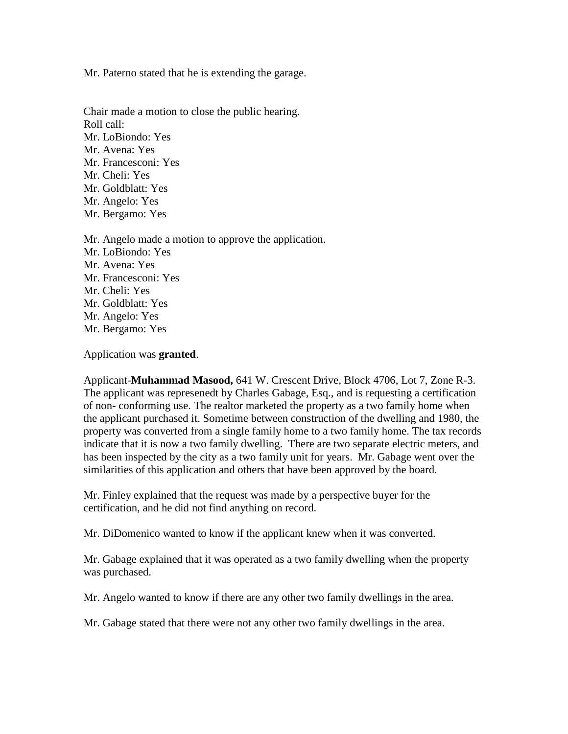Mr. Paterno stated that he is extending the garage.

Chair made a motion to close the public hearing.
Roll call:
Mr. LoBiondo: Yes
Mr. Avena: Yes
Mr. Francesconi: Yes
Mr. Cheli: Yes
Mr. Goldblatt: Yes
Mr. Angelo: Yes
Mr. Bergamo: Yes

Mr. Angelo made a motion to approve the application.
Mr. LoBiondo: Yes
Mr. Avena: Yes
Mr. Francesconi: Yes
Mr. Cheli: Yes
Mr. Goldblatt: Yes
Mr. Angelo: Yes
Mr. Bergamo: Yes

Application was **granted**.

Applicant-**Muhammad Masood,** 641 W. Crescent Drive, Block 4706, Lot 7, Zone R-3. The applicant was represenedt by Charles Gabage, Esq., and is requesting a certification of non- conforming use. The realtor marketed the property as a two family home when the applicant purchased it. Sometime between construction of the dwelling and 1980, the property was converted from a single family home to a two family home. The tax records indicate that it is now a two family dwelling. There are two separate electric meters, and has been inspected by the city as a two family unit for years. Mr. Gabage went over the similarities of this application and others that have been approved by the board.

Mr. Finley explained that the request was made by a perspective buyer for the certification, and he did not find anything on record.

Mr. DiDomenico wanted to know if the applicant knew when it was converted.

Mr. Gabage explained that it was operated as a two family dwelling when the property was purchased.

Mr. Angelo wanted to know if there are any other two family dwellings in the area.

Mr. Gabage stated that there were not any other two family dwellings in the area.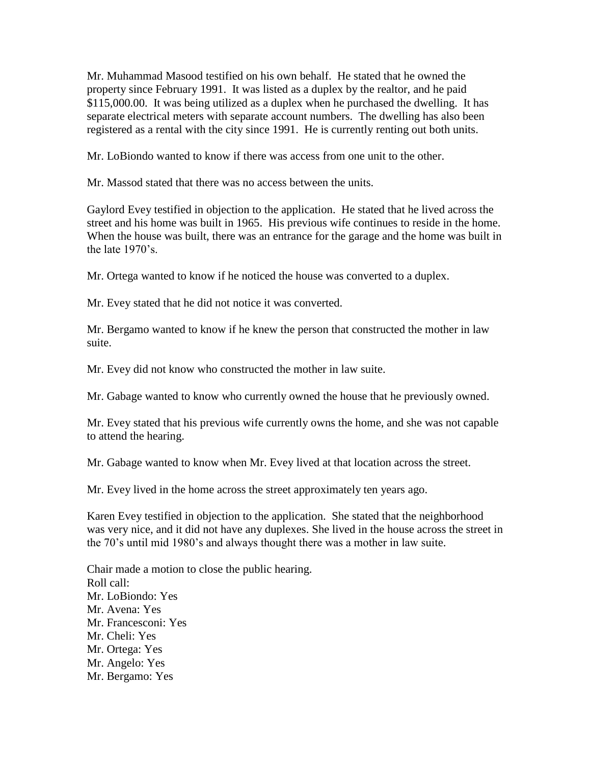Mr. Muhammad Masood testified on his own behalf. He stated that he owned the property since February 1991. It was listed as a duplex by the realtor, and he paid $115,000.00. It was being utilized as a duplex when he purchased the dwelling. It has separate electrical meters with separate account numbers. The dwelling has also been registered as a rental with the city since 1991. He is currently renting out both units.

Mr. LoBiondo wanted to know if there was access from one unit to the other.

Mr. Massod stated that there was no access between the units.

Gaylord Evey testified in objection to the application. He stated that he lived across the street and his home was built in 1965. His previous wife continues to reside in the home. When the house was built, there was an entrance for the garage and the home was built in the late 1970's.

Mr. Ortega wanted to know if he noticed the house was converted to a duplex.

Mr. Evey stated that he did not notice it was converted.

Mr. Bergamo wanted to know if he knew the person that constructed the mother in law suite.

Mr. Evey did not know who constructed the mother in law suite.

Mr. Gabage wanted to know who currently owned the house that he previously owned.

Mr. Evey stated that his previous wife currently owns the home, and she was not capable to attend the hearing.

Mr. Gabage wanted to know when Mr. Evey lived at that location across the street.

Mr. Evey lived in the home across the street approximately ten years ago.

Karen Evey testified in objection to the application. She stated that the neighborhood was very nice, and it did not have any duplexes. She lived in the house across the street in the 70's until mid 1980's and always thought there was a mother in law suite.

Chair made a motion to close the public hearing.
Roll call:
Mr. LoBiondo: Yes
Mr. Avena: Yes
Mr. Francesconi: Yes
Mr. Cheli: Yes
Mr. Ortega: Yes
Mr. Angelo: Yes
Mr. Bergamo: Yes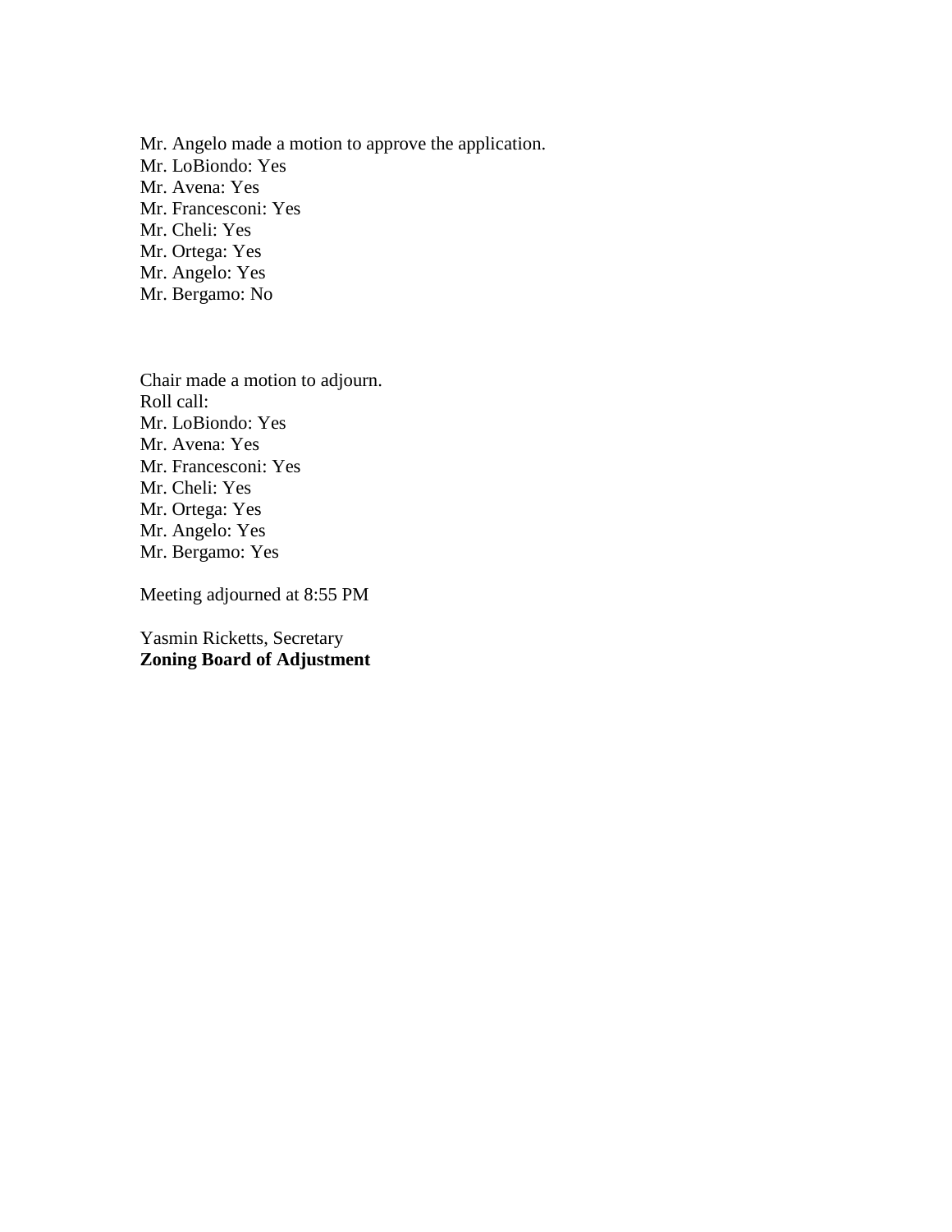Mr. Angelo made a motion to approve the application.
Mr. LoBiondo: Yes
Mr. Avena: Yes
Mr. Francesconi: Yes
Mr. Cheli: Yes
Mr. Ortega: Yes
Mr. Angelo: Yes
Mr. Bergamo: No

Chair made a motion to adjourn.
Roll call:
Mr. LoBiondo: Yes
Mr. Avena: Yes
Mr. Francesconi: Yes
Mr. Cheli: Yes
Mr. Ortega: Yes
Mr. Angelo: Yes
Mr. Bergamo: Yes

Meeting adjourned at 8:55 PM

Yasmin Ricketts, Secretary
**Zoning Board of Adjustment**